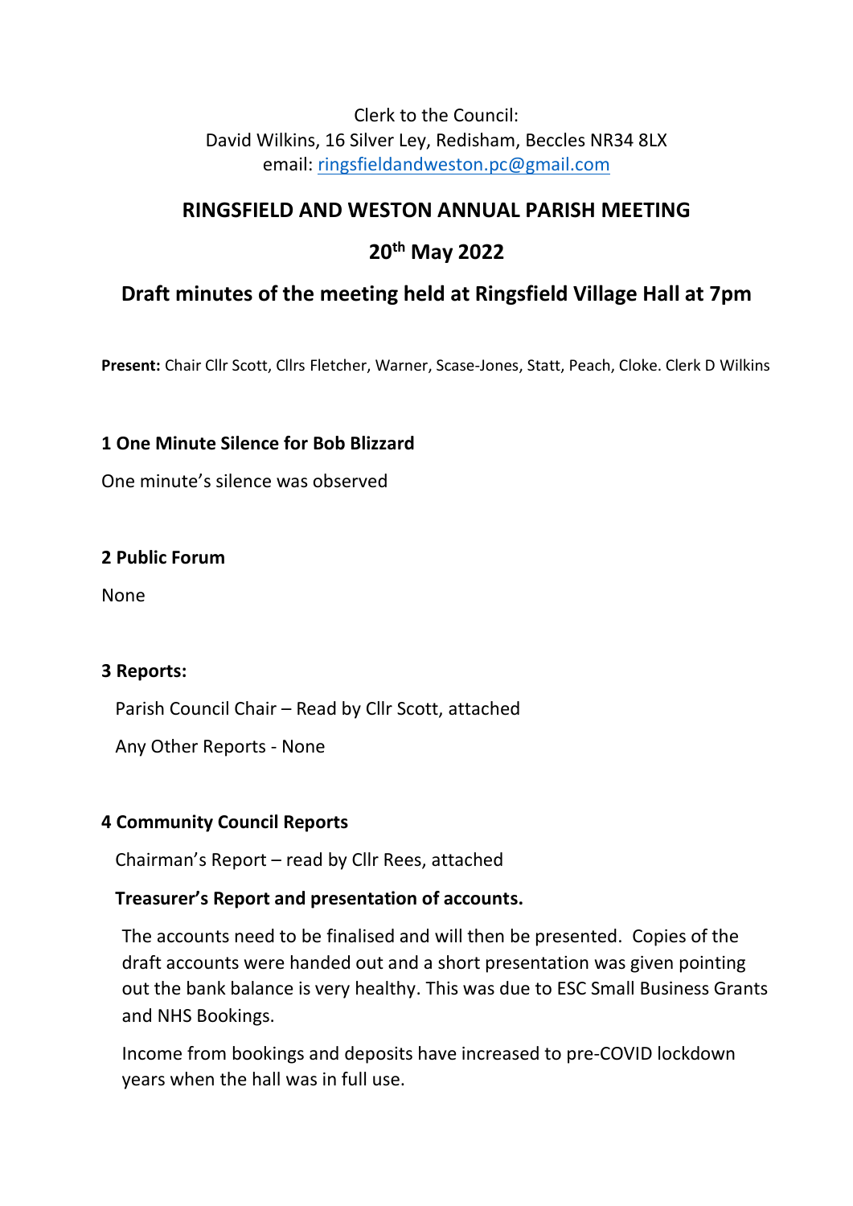Clerk to the Council:
David Wilkins, 16 Silver Ley, Redisham, Beccles NR34 8LX
email: ringsfieldandweston.pc@gmail.com

# RINGSFIELD AND WESTON ANNUAL PARISH MEETING

## 20th May 2022

## Draft minutes of the meeting held at Ringsfield Village Hall at 7pm

**Present:** Chair Cllr Scott, Cllrs Fletcher, Warner, Scase-Jones, Statt, Peach, Cloke. Clerk D Wilkins

### 1 One Minute Silence for Bob Blizzard

One minute's silence was observed

### 2 Public Forum

None

### 3 Reports:

Parish Council Chair – Read by Cllr Scott, attached

Any Other Reports - None

### 4 Community Council Reports

Chairman's Report – read by Cllr Rees, attached

**Treasurer's Report and presentation of accounts.**

The accounts need to be finalised and will then be presented. Copies of the draft accounts were handed out and a short presentation was given pointing out the bank balance is very healthy. This was due to ESC Small Business Grants and NHS Bookings.

Income from bookings and deposits have increased to pre-COVID lockdown years when the hall was in full use.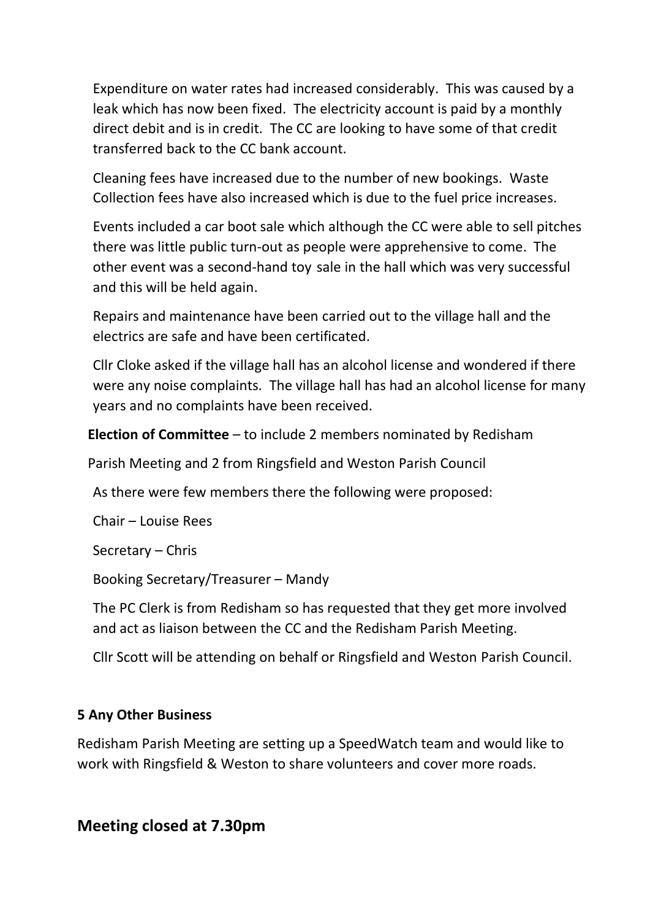Expenditure on water rates had increased considerably. This was caused by a leak which has now been fixed. The electricity account is paid by a monthly direct debit and is in credit. The CC are looking to have some of that credit transferred back to the CC bank account.

Cleaning fees have increased due to the number of new bookings. Waste Collection fees have also increased which is due to the fuel price increases.

Events included a car boot sale which although the CC were able to sell pitches there was little public turn-out as people were apprehensive to come. The other event was a second-hand toy sale in the hall which was very successful and this will be held again.

Repairs and maintenance have been carried out to the village hall and the electrics are safe and have been certificated.

Cllr Cloke asked if the village hall has an alcohol license and wondered if there were any noise complaints. The village hall has had an alcohol license for many years and no complaints have been received.

**Election of Committee** – to include 2 members nominated by Redisham Parish Meeting and 2 from Ringsfield and Weston Parish Council

As there were few members there the following were proposed:

Chair – Louise Rees

Secretary – Chris

Booking Secretary/Treasurer – Mandy

The PC Clerk is from Redisham so has requested that they get more involved and act as liaison between the CC and the Redisham Parish Meeting.

Cllr Scott will be attending on behalf or Ringsfield and Weston Parish Council.

**5 Any Other Business**

Redisham Parish Meeting are setting up a SpeedWatch team and would like to work with Ringsfield & Weston to share volunteers and cover more roads.

## Meeting closed at 7.30pm